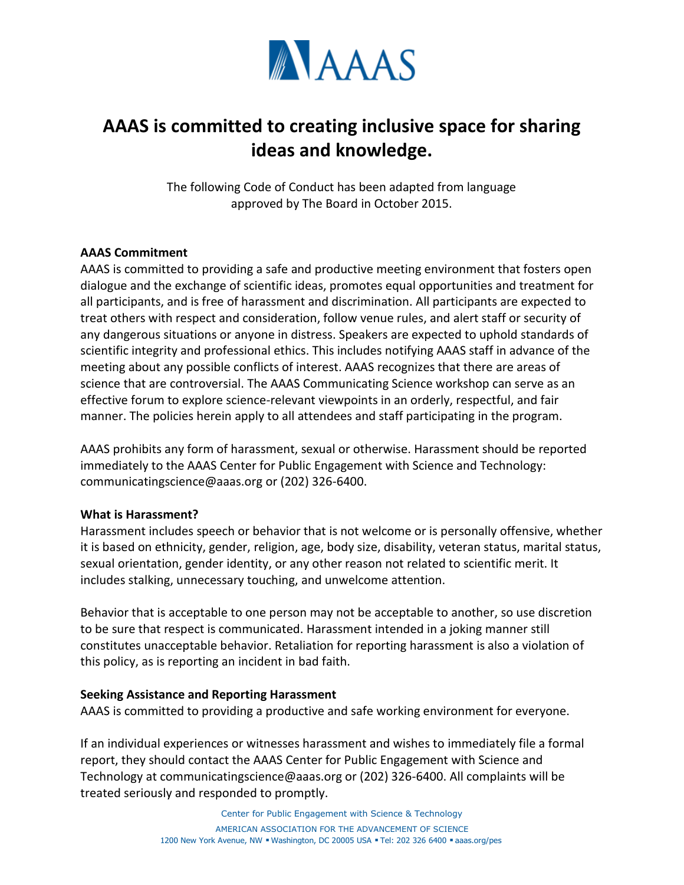AAAS

# AAAS is committed to creating inclusive space for sharing ideas and knowledge.

The following Code of Conduct has been adapted from language approved by The Board in October 2015.

**AAAS Commitment**

AAAS is committed to providing a safe and productive meeting environment that fosters open dialogue and the exchange of scientific ideas, promotes equal opportunities and treatment for all participants, and is free of harassment and discrimination. All participants are expected to treat others with respect and consideration, follow venue rules, and alert staff or security of any dangerous situations or anyone in distress. Speakers are expected to uphold standards of scientific integrity and professional ethics. This includes notifying AAAS staff in advance of the meeting about any possible conflicts of interest. AAAS recognizes that there are areas of science that are controversial. The AAAS Communicating Science workshop can serve as an effective forum to explore science-relevant viewpoints in an orderly, respectful, and fair manner. The policies herein apply to all attendees and staff participating in the program.

AAAS prohibits any form of harassment, sexual or otherwise. Harassment should be reported immediately to the AAAS Center for Public Engagement with Science and Technology: communicatingscience@aaas.org or (202) 326-6400.

**What is Harassment?**

Harassment includes speech or behavior that is not welcome or is personally offensive, whether it is based on ethnicity, gender, religion, age, body size, disability, veteran status, marital status, sexual orientation, gender identity, or any other reason not related to scientific merit. It includes stalking, unnecessary touching, and unwelcome attention.

Behavior that is acceptable to one person may not be acceptable to another, so use discretion to be sure that respect is communicated. Harassment intended in a joking manner still constitutes unacceptable behavior. Retaliation for reporting harassment is also a violation of this policy, as is reporting an incident in bad faith.

**Seeking Assistance and Reporting Harassment**

AAAS is committed to providing a productive and safe working environment for everyone.

If an individual experiences or witnesses harassment and wishes to immediately file a formal report, they should contact the AAAS Center for Public Engagement with Science and Technology at communicatingscience@aaas.org or (202) 326-6400. All complaints will be treated seriously and responded to promptly.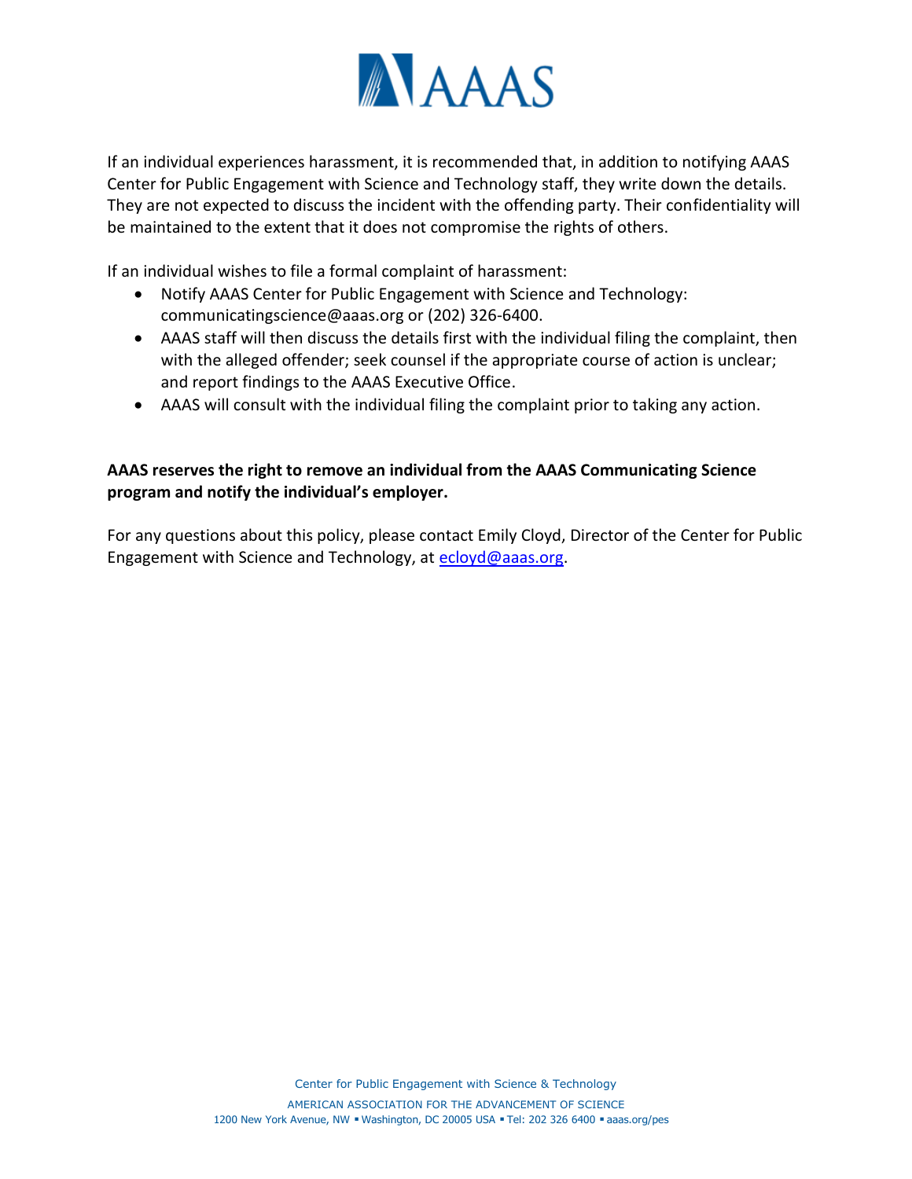If an individual experiences harassment, it is recommended that, in addition to notifying AAAS Center for Public Engagement with Science and Technology staff, they write down the details. They are not expected to discuss the incident with the offending party. Their confidentiality will be maintained to the extent that it does not compromise the rights of others.

If an individual wishes to file a formal complaint of harassment:

- Notify AAAS Center for Public Engagement with Science and Technology: communicatingscience@aaas.org or (202) 326-6400.
- AAAS staff will then discuss the details first with the individual filing the complaint, then with the alleged offender; seek counsel if the appropriate course of action is unclear; and report findings to the AAAS Executive Office.
- AAAS will consult with the individual filing the complaint prior to taking any action.

**AAAS reserves the right to remove an individual from the AAAS Communicating Science program and notify the individual's employer.**

For any questions about this policy, please contact Emily Cloyd, Director of the Center for Public Engagement with Science and Technology, at ecloyd@aaas.org.